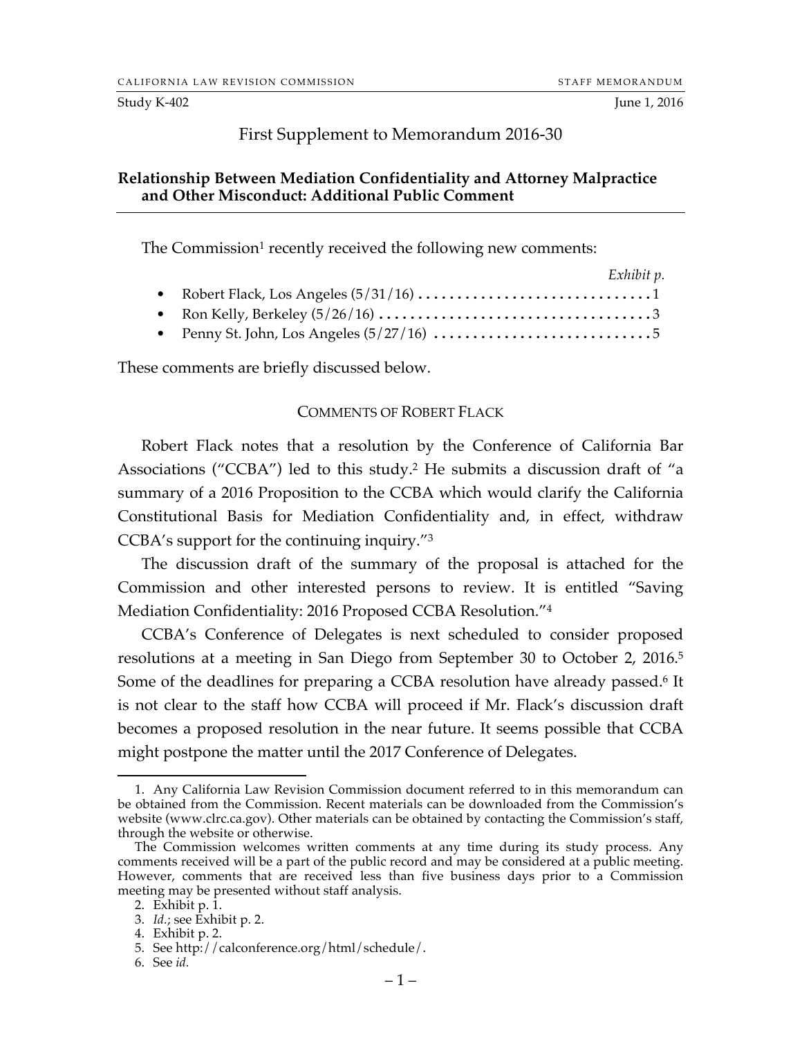Study K-402 June 1, 2016

# First Supplement to Memorandum 2016-30

## Relationship Between Mediation Confidentiality and Attorney Malpractice and Other Misconduct: Additional Public Comment

The Commission[1] recently received the following new comments:

| | *Exhibit p.* |
|---|---|
| • Robert Flack, Los Angeles (5/31/16) | 1 |
| • Ron Kelly, Berkeley (5/26/16) | 3 |
| • Penny St. John, Los Angeles (5/27/16) | 5 |

These comments are briefly discussed below.

### COMMENTS OF ROBERT FLACK

Robert Flack notes that a resolution by the Conference of California Bar Associations ("CCBA") led to this study.[2] He submits a discussion draft of "a summary of a 2016 Proposition to the CCBA which would clarify the California Constitutional Basis for Mediation Confidentiality and, in effect, withdraw CCBA's support for the continuing inquiry."[3]

The discussion draft of the summary of the proposal is attached for the Commission and other interested persons to review. It is entitled "Saving Mediation Confidentiality: 2016 Proposed CCBA Resolution."[4]

CCBA's Conference of Delegates is next scheduled to consider proposed resolutions at a meeting in San Diego from September 30 to October 2, 2016.[5] Some of the deadlines for preparing a CCBA resolution have already passed.[6] It is not clear to the staff how CCBA will proceed if Mr. Flack's discussion draft becomes a proposed resolution in the near future. It seems possible that CCBA might postpone the matter until the 2017 Conference of Delegates.

---

1. Any California Law Revision Commission document referred to in this memorandum can be obtained from the Commission. Recent materials can be downloaded from the Commission's website (www.clrc.ca.gov). Other materials can be obtained by contacting the Commission's staff, through the website or otherwise.

The Commission welcomes written comments at any time during its study process. Any comments received will be a part of the public record and may be considered at a public meeting. However, comments that are received less than five business days prior to a Commission meeting may be presented without staff analysis.

2. Exhibit p. 1.
3. *Id.*; see Exhibit p. 2.
4. Exhibit p. 2.
5. See http://calconference.org/html/schedule/.
6. See *id.*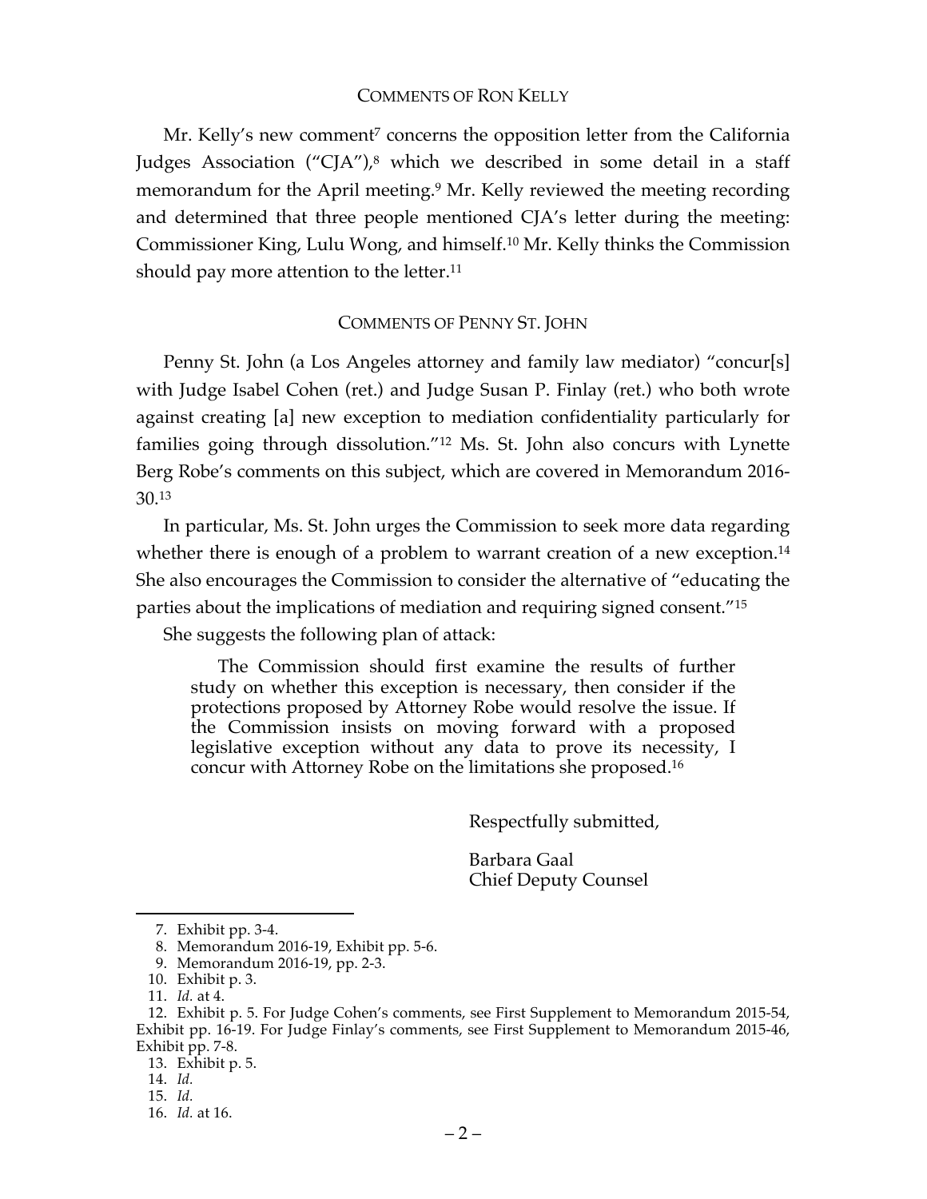## COMMENTS OF RON KELLY

Mr. Kelly's new comment[7] concerns the opposition letter from the California Judges Association ("CJA"),[8] which we described in some detail in a staff memorandum for the April meeting.[9] Mr. Kelly reviewed the meeting recording and determined that three people mentioned CJA's letter during the meeting: Commissioner King, Lulu Wong, and himself.[10] Mr. Kelly thinks the Commission should pay more attention to the letter.[11]

## COMMENTS OF PENNY ST. JOHN

Penny St. John (a Los Angeles attorney and family law mediator) "concur[s] with Judge Isabel Cohen (ret.) and Judge Susan P. Finlay (ret.) who both wrote against creating [a] new exception to mediation confidentiality particularly for families going through dissolution."[12] Ms. St. John also concurs with Lynette Berg Robe's comments on this subject, which are covered in Memorandum 2016-30.[13]

In particular, Ms. St. John urges the Commission to seek more data regarding whether there is enough of a problem to warrant creation of a new exception.[14] She also encourages the Commission to consider the alternative of "educating the parties about the implications of mediation and requiring signed consent."[15]

She suggests the following plan of attack:

> The Commission should first examine the results of further study on whether this exception is necessary, then consider if the protections proposed by Attorney Robe would resolve the issue. If the Commission insists on moving forward with a proposed legislative exception without any data to prove its necessity, I concur with Attorney Robe on the limitations she proposed.[16]

Respectfully submitted,

Barbara Gaal
Chief Deputy Counsel

---

7. Exhibit pp. 3-4.
8. Memorandum 2016-19, Exhibit pp. 5-6.
9. Memorandum 2016-19, pp. 2-3.
10. Exhibit p. 3.
11. *Id.* at 4.
12. Exhibit p. 5. For Judge Cohen's comments, see First Supplement to Memorandum 2015-54, Exhibit pp. 16-19. For Judge Finlay's comments, see First Supplement to Memorandum 2015-46, Exhibit pp. 7-8.
13. Exhibit p. 5.
14. *Id.*
15. *Id.*
16. *Id.* at 16.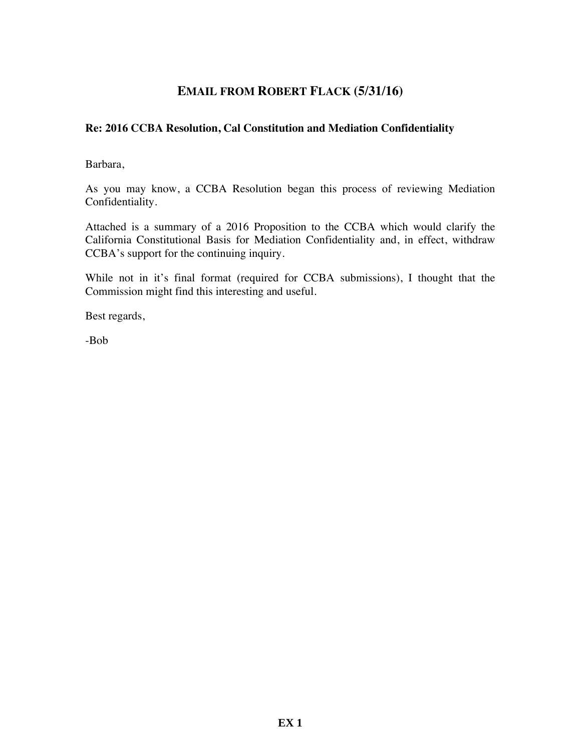# EMAIL FROM ROBERT FLACK (5/31/16)

**Re: 2016 CCBA Resolution, Cal Constitution and Mediation Confidentiality**

Barbara,

As you may know, a CCBA Resolution began this process of reviewing Mediation Confidentiality.

Attached is a summary of a 2016 Proposition to the CCBA which would clarify the California Constitutional Basis for Mediation Confidentiality and, in effect, withdraw CCBA's support for the continuing inquiry.

While not in it's final format (required for CCBA submissions), I thought that the Commission might find this interesting and useful.

Best regards,

-Bob

**EX 1**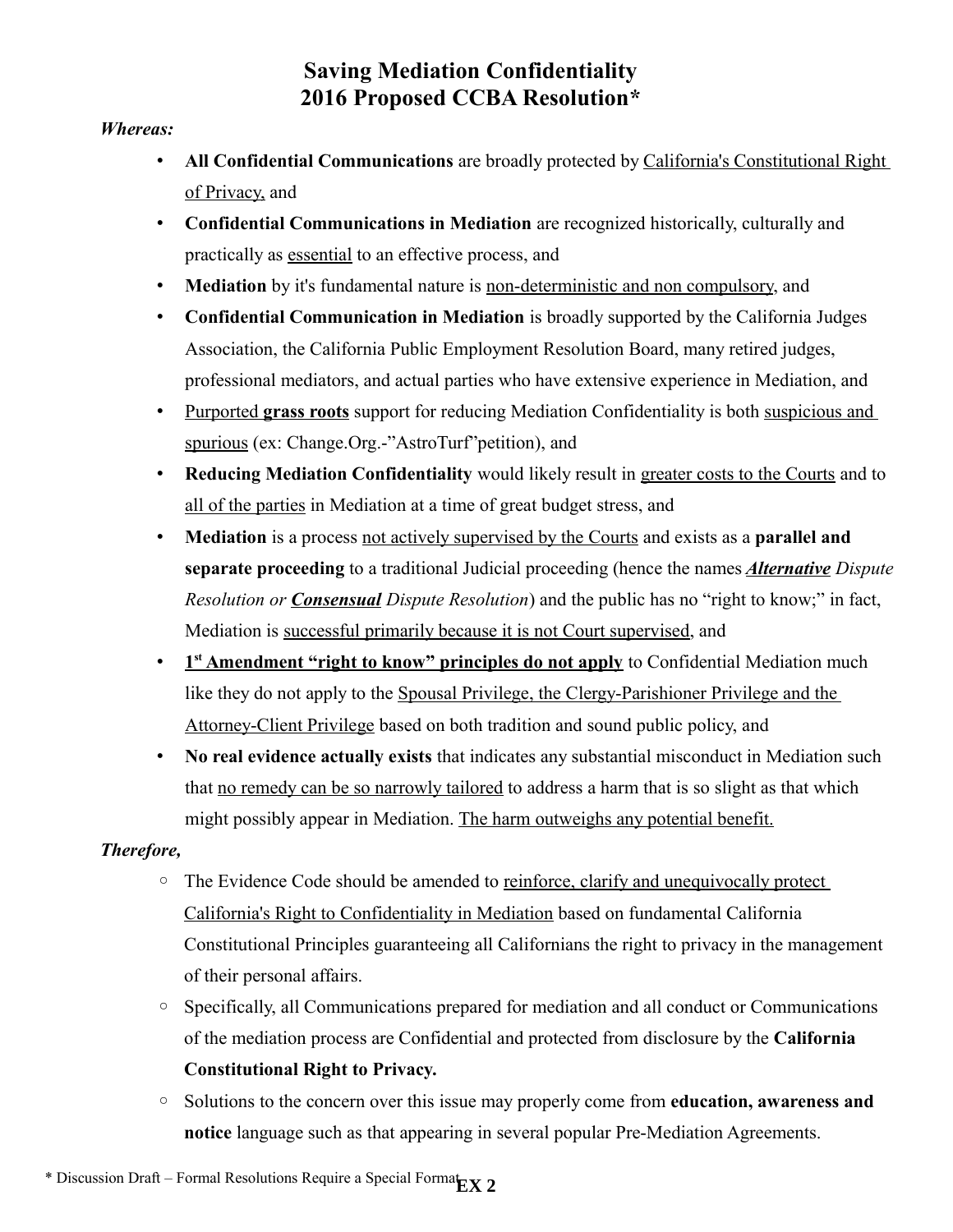# Saving Mediation Confidentiality
# 2016 Proposed CCBA Resolution*

***Whereas:***

- **All Confidential Communications** are broadly protected by <u>California's Constitutional Right of Privacy,</u> and
- **Confidential Communications in Mediation** are recognized historically, culturally and practically as <u>essential</u> to an effective process, and
- **Mediation** by it's fundamental nature is <u>non-deterministic and non compulsory</u>, and
- **Confidential Communication in Mediation** is broadly supported by the California Judges Association, the California Public Employment Resolution Board, many retired judges, professional mediators, and actual parties who have extensive experience in Mediation, and
- <u>Purported **grass roots**</u> support for reducing Mediation Confidentiality is both <u>suspicious and spurious</u> (ex: Change.Org.-"AstroTurf"petition), and
- **Reducing Mediation Confidentiality** would likely result in <u>greater costs to the Courts</u> and to <u>all of the parties</u> in Mediation at a time of great budget stress, and
- **Mediation** is a process <u>not actively supervised by the Courts</u> and exists as a **parallel and separate proceeding** to a traditional Judicial proceeding (hence the names ***<u>Alternative</u>*** *Dispute Resolution or* ***<u>Consensual</u>*** *Dispute Resolution*) and the public has no "right to know;" in fact, Mediation is <u>successful primarily because it is not Court supervised</u>, and
- **<u>1st Amendment "right to know" principles do not apply</u>** to Confidential Mediation much like they do not apply to the <u>Spousal Privilege, the Clergy-Parishioner Privilege and the Attorney-Client Privilege</u> based on both tradition and sound public policy, and
- **No real evidence actually exists** that indicates any substantial misconduct in Mediation such that <u>no remedy can be so narrowly tailored</u> to address a harm that is so slight as that which might possibly appear in Mediation. <u>The harm outweighs any potential benefit.</u>

***Therefore,***

- The Evidence Code should be amended to <u>reinforce, clarify and unequivocally protect California's Right to Confidentiality in Mediation</u> based on fundamental California Constitutional Principles guaranteeing all Californians the right to privacy in the management of their personal affairs.
- Specifically, all Communications prepared for mediation and all conduct or Communications of the mediation process are Confidential and protected from disclosure by the **California Constitutional Right to Privacy.**
- Solutions to the concern over this issue may properly come from **education, awareness and notice** language such as that appearing in several popular Pre-Mediation Agreements.

* Discussion Draft – Formal Resolutions Require a Special Format

**EX 2**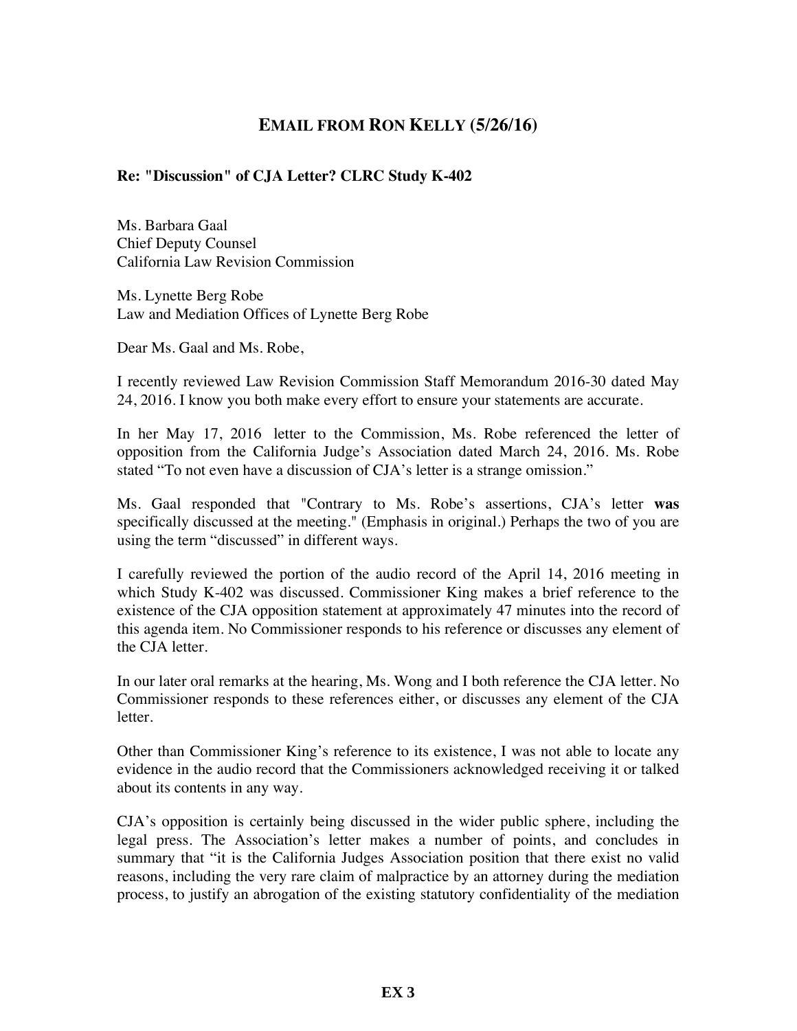## EMAIL FROM RON KELLY (5/26/16)

**Re: "Discussion" of CJA Letter? CLRC Study K-402**

Ms. Barbara Gaal
Chief Deputy Counsel
California Law Revision Commission

Ms. Lynette Berg Robe
Law and Mediation Offices of Lynette Berg Robe

Dear Ms. Gaal and Ms. Robe,

I recently reviewed Law Revision Commission Staff Memorandum 2016-30 dated May 24, 2016. I know you both make every effort to ensure your statements are accurate.

In her May 17, 2016 letter to the Commission, Ms. Robe referenced the letter of opposition from the California Judge's Association dated March 24, 2016. Ms. Robe stated "To not even have a discussion of CJA's letter is a strange omission."

Ms. Gaal responded that "Contrary to Ms. Robe's assertions, CJA's letter **was** specifically discussed at the meeting." (Emphasis in original.) Perhaps the two of you are using the term "discussed" in different ways.

I carefully reviewed the portion of the audio record of the April 14, 2016 meeting in which Study K-402 was discussed. Commissioner King makes a brief reference to the existence of the CJA opposition statement at approximately 47 minutes into the record of this agenda item. No Commissioner responds to his reference or discusses any element of the CJA letter.

In our later oral remarks at the hearing, Ms. Wong and I both reference the CJA letter. No Commissioner responds to these references either, or discusses any element of the CJA letter.

Other than Commissioner King's reference to its existence, I was not able to locate any evidence in the audio record that the Commissioners acknowledged receiving it or talked about its contents in any way.

CJA's opposition is certainly being discussed in the wider public sphere, including the legal press. The Association's letter makes a number of points, and concludes in summary that "it is the California Judges Association position that there exist no valid reasons, including the very rare claim of malpractice by an attorney during the mediation process, to justify an abrogation of the existing statutory confidentiality of the mediation

**EX 3**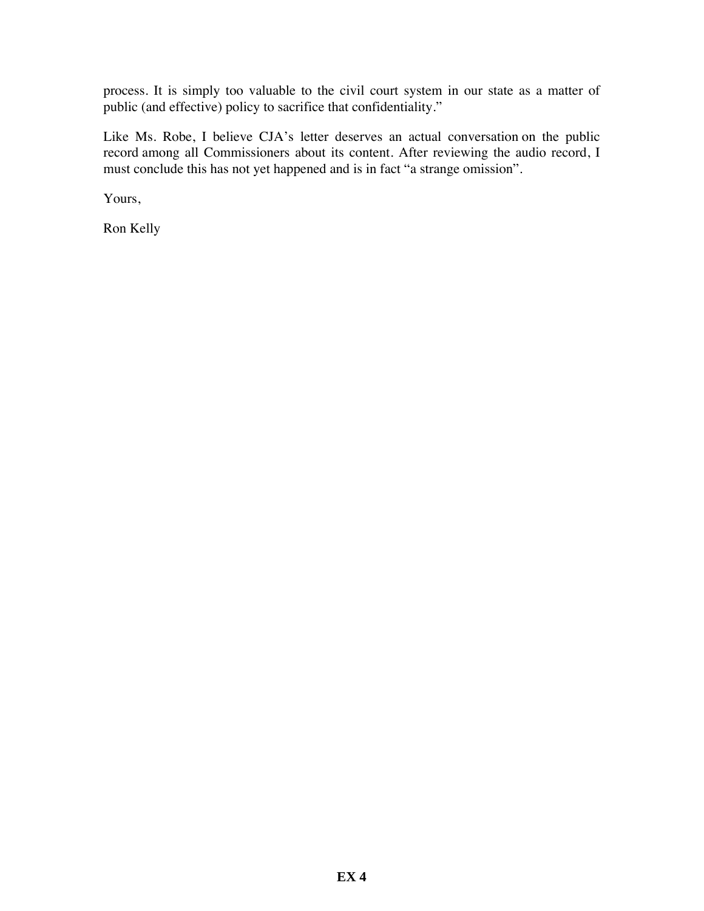process. It is simply too valuable to the civil court system in our state as a matter of public (and effective) policy to sacrifice that confidentiality."

Like Ms. Robe, I believe CJA's letter deserves an actual conversation on the public record among all Commissioners about its content. After reviewing the audio record, I must conclude this has not yet happened and is in fact "a strange omission".

Yours,

Ron Kelly

**EX 4**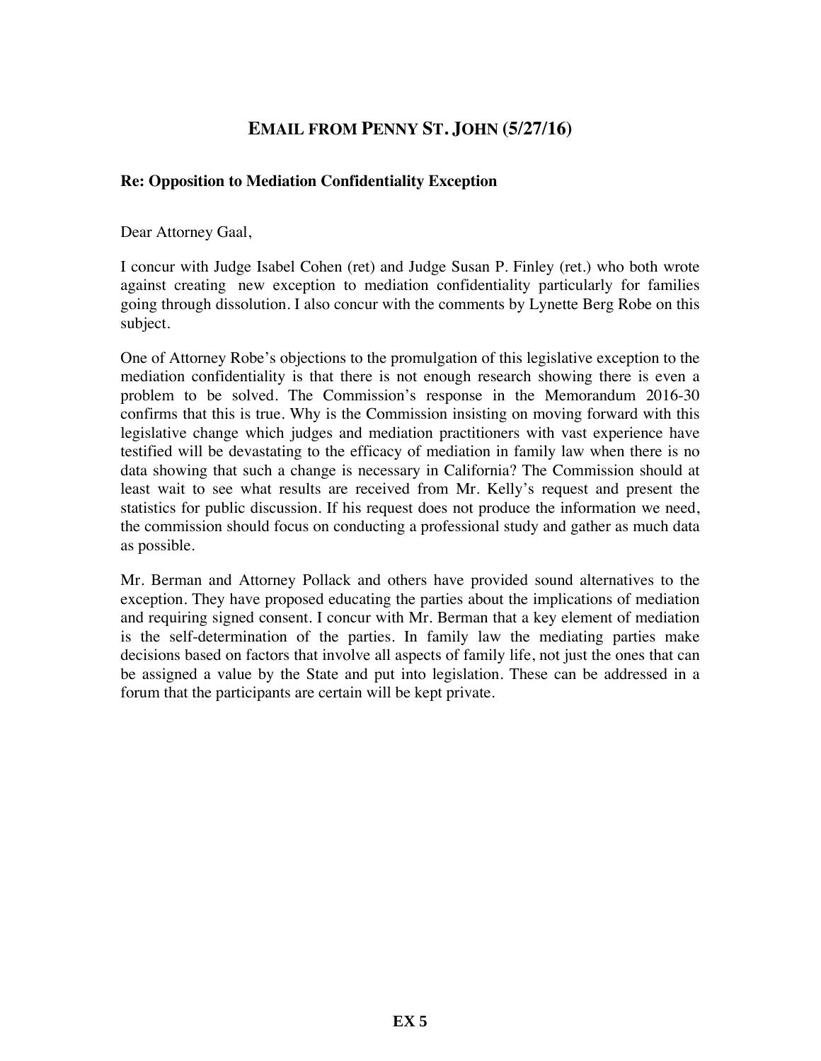## EMAIL FROM PENNY ST. JOHN (5/27/16)

**Re: Opposition to Mediation Confidentiality Exception**

Dear Attorney Gaal,

I concur with Judge Isabel Cohen (ret) and Judge Susan P. Finley (ret.) who both wrote against creating new exception to mediation confidentiality particularly for families going through dissolution. I also concur with the comments by Lynette Berg Robe on this subject.

One of Attorney Robe's objections to the promulgation of this legislative exception to the mediation confidentiality is that there is not enough research showing there is even a problem to be solved. The Commission's response in the Memorandum 2016-30 confirms that this is true. Why is the Commission insisting on moving forward with this legislative change which judges and mediation practitioners with vast experience have testified will be devastating to the efficacy of mediation in family law when there is no data showing that such a change is necessary in California? The Commission should at least wait to see what results are received from Mr. Kelly's request and present the statistics for public discussion. If his request does not produce the information we need, the commission should focus on conducting a professional study and gather as much data as possible.

Mr. Berman and Attorney Pollack and others have provided sound alternatives to the exception. They have proposed educating the parties about the implications of mediation and requiring signed consent. I concur with Mr. Berman that a key element of mediation is the self-determination of the parties. In family law the mediating parties make decisions based on factors that involve all aspects of family life, not just the ones that can be assigned a value by the State and put into legislation. These can be addressed in a forum that the participants are certain will be kept private.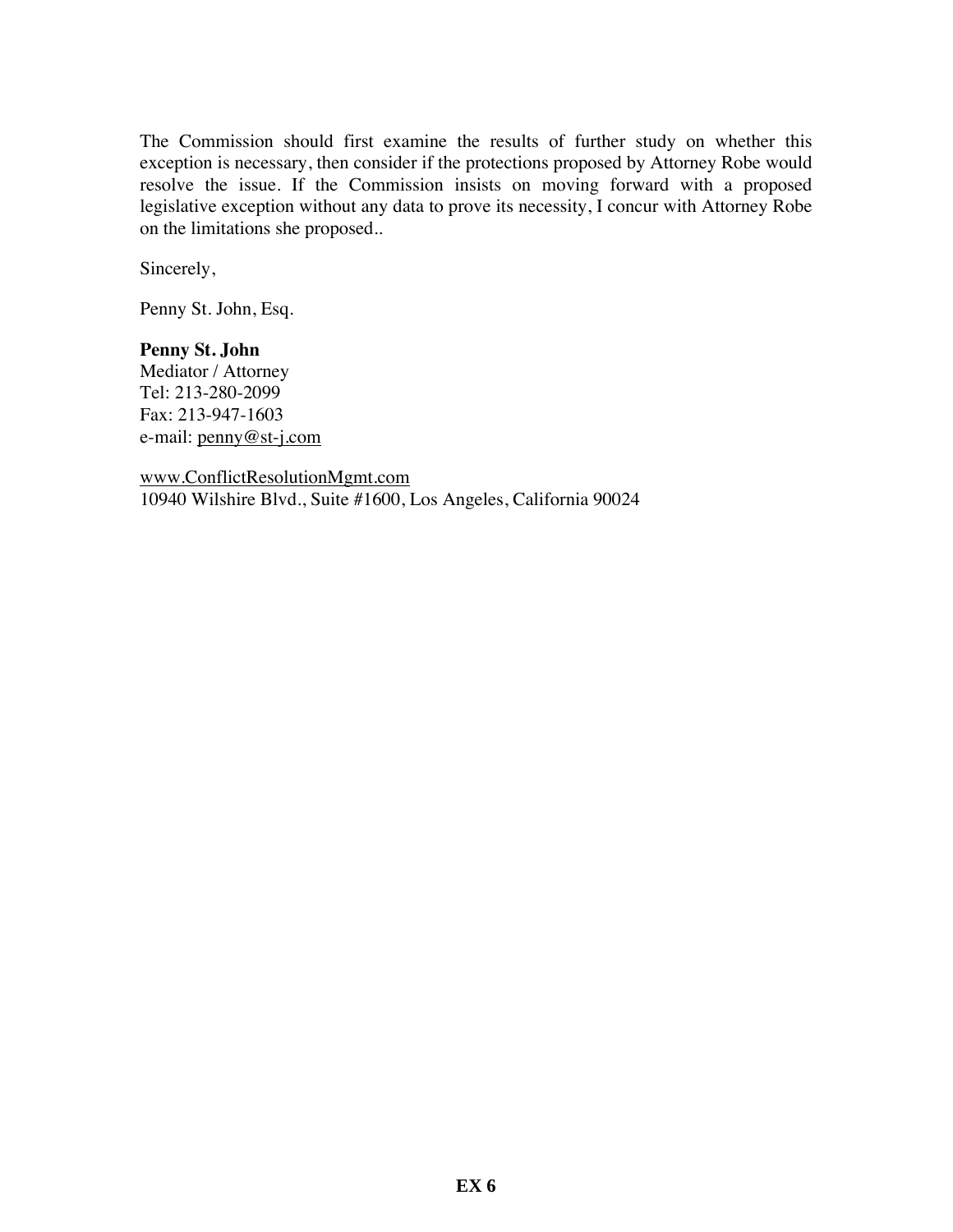The Commission should first examine the results of further study on whether this exception is necessary, then consider if the protections proposed by Attorney Robe would resolve the issue. If the Commission insists on moving forward with a proposed legislative exception without any data to prove its necessity, I concur with Attorney Robe on the limitations she proposed..

Sincerely,

Penny St. John, Esq.

**Penny St. John**
Mediator / Attorney
Tel: 213-280-2099
Fax: 213-947-1603
e-mail: penny@st-j.com

www.ConflictResolutionMgmt.com
10940 Wilshire Blvd., Suite #1600, Los Angeles, California 90024

**EX 6**